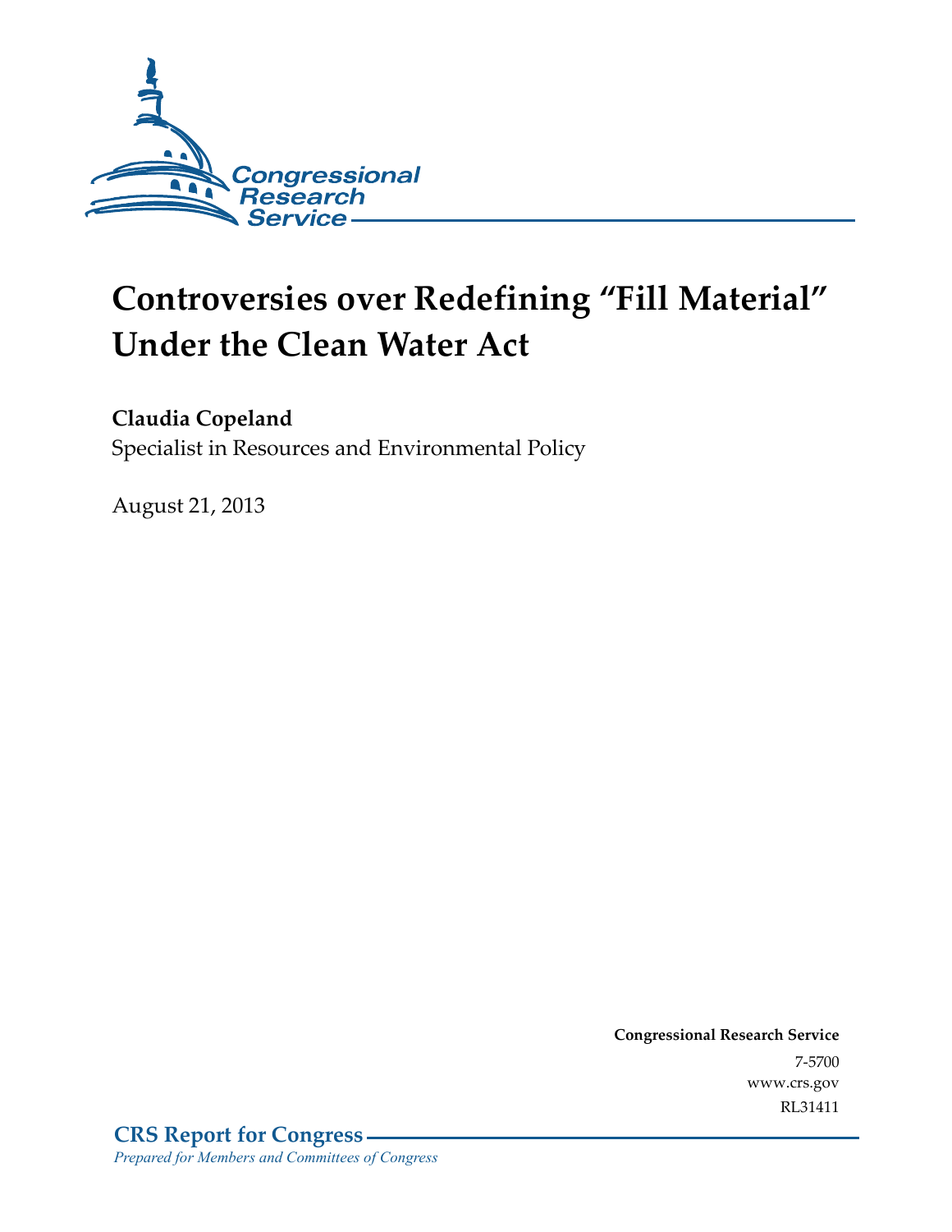Congressional Research Service

# Controversies over Redefining "Fill Material" Under the Clean Water Act

**Claudia Copeland**
Specialist in Resources and Environmental Policy

August 21, 2013

**Congressional Research Service**
7-5700
www.crs.gov
RL31411

**CRS Report for Congress**
*Prepared for Members and Committees of Congress*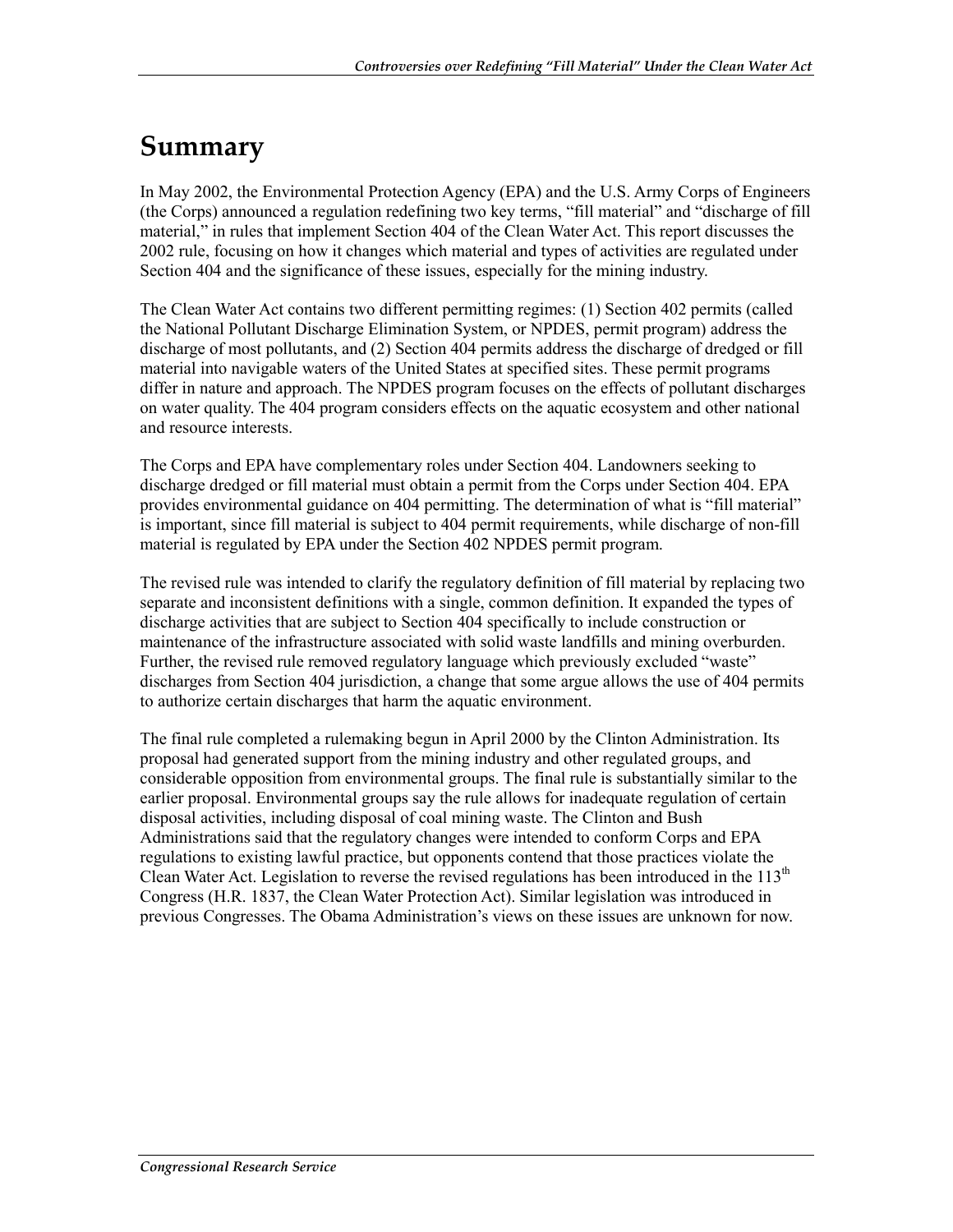# Summary

In May 2002, the Environmental Protection Agency (EPA) and the U.S. Army Corps of Engineers (the Corps) announced a regulation redefining two key terms, "fill material" and "discharge of fill material," in rules that implement Section 404 of the Clean Water Act. This report discusses the 2002 rule, focusing on how it changes which material and types of activities are regulated under Section 404 and the significance of these issues, especially for the mining industry.

The Clean Water Act contains two different permitting regimes: (1) Section 402 permits (called the National Pollutant Discharge Elimination System, or NPDES, permit program) address the discharge of most pollutants, and (2) Section 404 permits address the discharge of dredged or fill material into navigable waters of the United States at specified sites. These permit programs differ in nature and approach. The NPDES program focuses on the effects of pollutant discharges on water quality. The 404 program considers effects on the aquatic ecosystem and other national and resource interests.

The Corps and EPA have complementary roles under Section 404. Landowners seeking to discharge dredged or fill material must obtain a permit from the Corps under Section 404. EPA provides environmental guidance on 404 permitting. The determination of what is "fill material" is important, since fill material is subject to 404 permit requirements, while discharge of non-fill material is regulated by EPA under the Section 402 NPDES permit program.

The revised rule was intended to clarify the regulatory definition of fill material by replacing two separate and inconsistent definitions with a single, common definition. It expanded the types of discharge activities that are subject to Section 404 specifically to include construction or maintenance of the infrastructure associated with solid waste landfills and mining overburden. Further, the revised rule removed regulatory language which previously excluded "waste" discharges from Section 404 jurisdiction, a change that some argue allows the use of 404 permits to authorize certain discharges that harm the aquatic environment.

The final rule completed a rulemaking begun in April 2000 by the Clinton Administration. Its proposal had generated support from the mining industry and other regulated groups, and considerable opposition from environmental groups. The final rule is substantially similar to the earlier proposal. Environmental groups say the rule allows for inadequate regulation of certain disposal activities, including disposal of coal mining waste. The Clinton and Bush Administrations said that the regulatory changes were intended to conform Corps and EPA regulations to existing lawful practice, but opponents contend that those practices violate the Clean Water Act. Legislation to reverse the revised regulations has been introduced in the 113th Congress (H.R. 1837, the Clean Water Protection Act). Similar legislation was introduced in previous Congresses. The Obama Administration's views on these issues are unknown for now.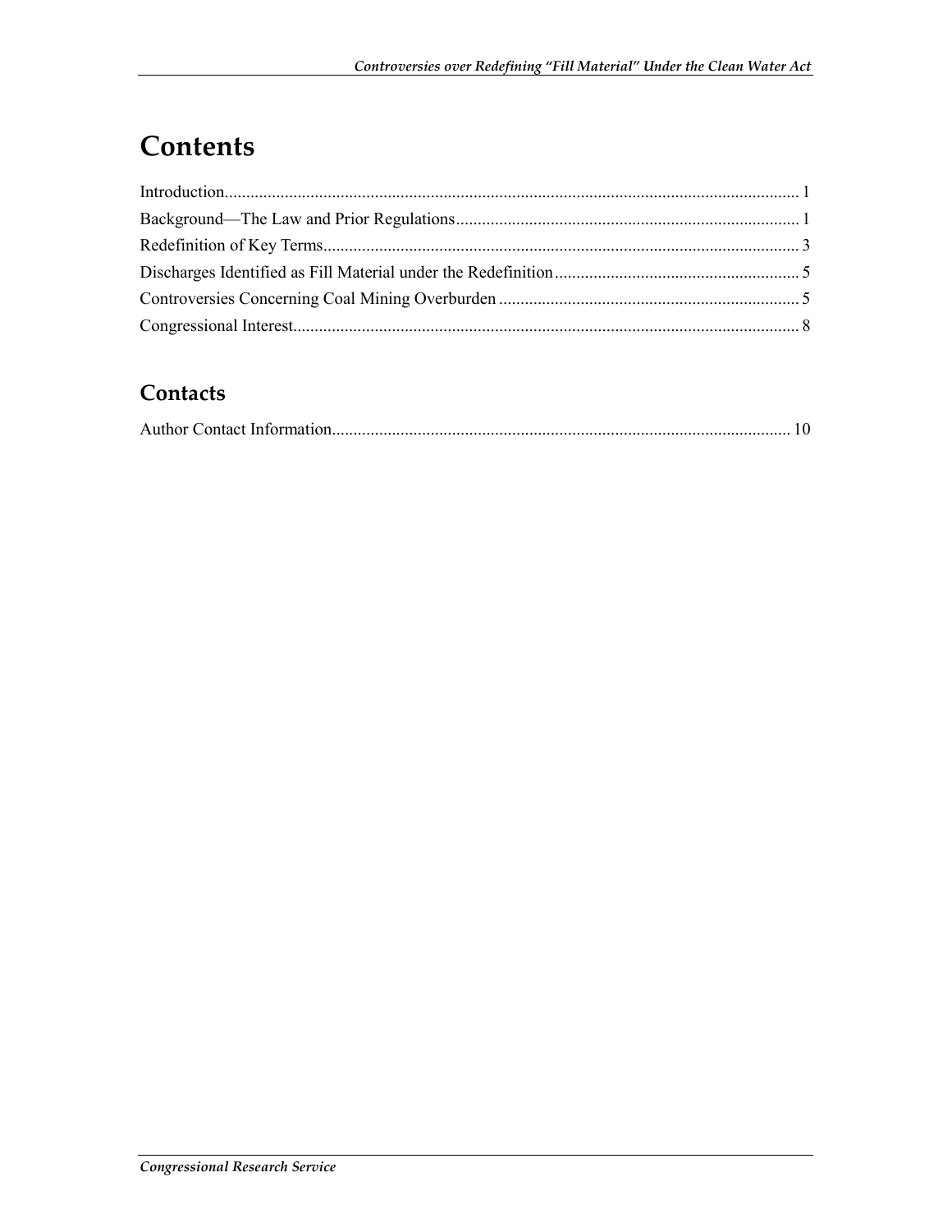# Contents

Introduction..................................................................................................................................... 1

Background—The Law and Prior Regulations ............................................................................... 1

Redefinition of Key Terms.............................................................................................................. 3

Discharges Identified as Fill Material under the Redefinition ......................................................... 5

Controversies Concerning Coal Mining Overburden ...................................................................... 5

Congressional Interest..................................................................................................................... 8

## Contacts

Author Contact Information.......................................................................................................... 10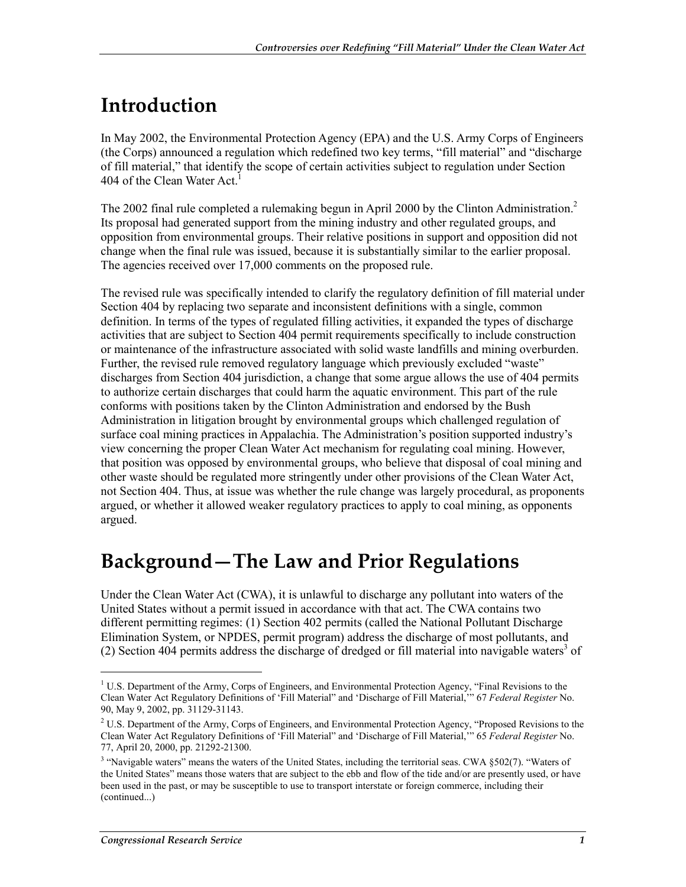# Introduction

In May 2002, the Environmental Protection Agency (EPA) and the U.S. Army Corps of Engineers (the Corps) announced a regulation which redefined two key terms, "fill material" and "discharge of fill material," that identify the scope of certain activities subject to regulation under Section 404 of the Clean Water Act.[1]

The 2002 final rule completed a rulemaking begun in April 2000 by the Clinton Administration.[2] Its proposal had generated support from the mining industry and other regulated groups, and opposition from environmental groups. Their relative positions in support and opposition did not change when the final rule was issued, because it is substantially similar to the earlier proposal. The agencies received over 17,000 comments on the proposed rule.

The revised rule was specifically intended to clarify the regulatory definition of fill material under Section 404 by replacing two separate and inconsistent definitions with a single, common definition. In terms of the types of regulated filling activities, it expanded the types of discharge activities that are subject to Section 404 permit requirements specifically to include construction or maintenance of the infrastructure associated with solid waste landfills and mining overburden. Further, the revised rule removed regulatory language which previously excluded "waste" discharges from Section 404 jurisdiction, a change that some argue allows the use of 404 permits to authorize certain discharges that could harm the aquatic environment. This part of the rule conforms with positions taken by the Clinton Administration and endorsed by the Bush Administration in litigation brought by environmental groups which challenged regulation of surface coal mining practices in Appalachia. The Administration's position supported industry's view concerning the proper Clean Water Act mechanism for regulating coal mining. However, that position was opposed by environmental groups, who believe that disposal of coal mining and other waste should be regulated more stringently under other provisions of the Clean Water Act, not Section 404. Thus, at issue was whether the rule change was largely procedural, as proponents argued, or whether it allowed weaker regulatory practices to apply to coal mining, as opponents argued.

# Background—The Law and Prior Regulations

Under the Clean Water Act (CWA), it is unlawful to discharge any pollutant into waters of the United States without a permit issued in accordance with that act. The CWA contains two different permitting regimes: (1) Section 402 permits (called the National Pollutant Discharge Elimination System, or NPDES, permit program) address the discharge of most pollutants, and (2) Section 404 permits address the discharge of dredged or fill material into navigable waters[3] of

[1] U.S. Department of the Army, Corps of Engineers, and Environmental Protection Agency, "Final Revisions to the Clean Water Act Regulatory Definitions of 'Fill Material' and 'Discharge of Fill Material,'" 67 *Federal Register* No. 90, May 9, 2002, pp. 31129-31143.

[2] U.S. Department of the Army, Corps of Engineers, and Environmental Protection Agency, "Proposed Revisions to the Clean Water Act Regulatory Definitions of 'Fill Material' and 'Discharge of Fill Material,'" 65 *Federal Register* No. 77, April 20, 2000, pp. 21292-21300.

[3] "Navigable waters" means the waters of the United States, including the territorial seas. CWA §502(7). "Waters of the United States" means those waters that are subject to the ebb and flow of the tide and/or are presently used, or have been used in the past, or may be susceptible to use to transport interstate or foreign commerce, including their (continued...)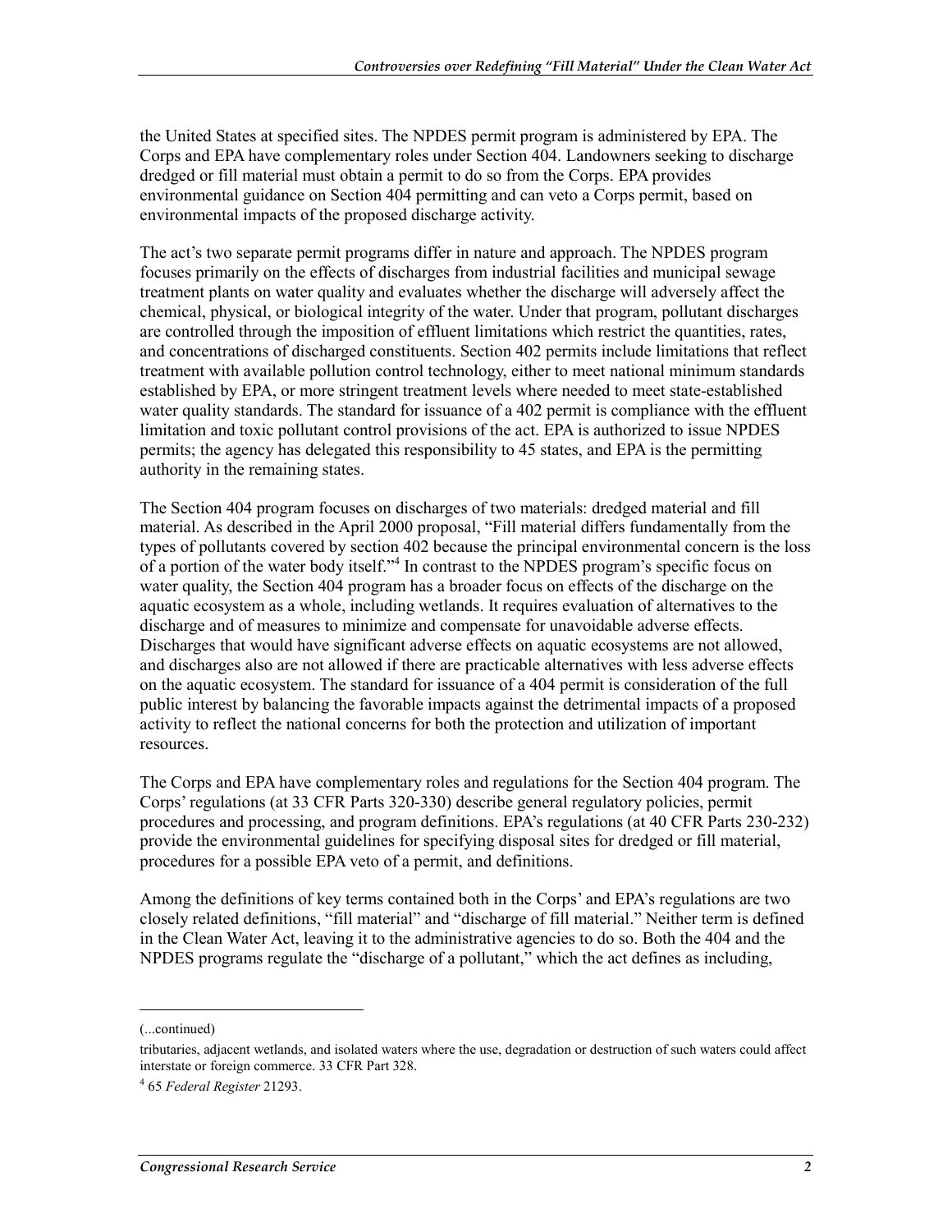the United States at specified sites. The NPDES permit program is administered by EPA. The Corps and EPA have complementary roles under Section 404. Landowners seeking to discharge dredged or fill material must obtain a permit to do so from the Corps. EPA provides environmental guidance on Section 404 permitting and can veto a Corps permit, based on environmental impacts of the proposed discharge activity.

The act's two separate permit programs differ in nature and approach. The NPDES program focuses primarily on the effects of discharges from industrial facilities and municipal sewage treatment plants on water quality and evaluates whether the discharge will adversely affect the chemical, physical, or biological integrity of the water. Under that program, pollutant discharges are controlled through the imposition of effluent limitations which restrict the quantities, rates, and concentrations of discharged constituents. Section 402 permits include limitations that reflect treatment with available pollution control technology, either to meet national minimum standards established by EPA, or more stringent treatment levels where needed to meet state-established water quality standards. The standard for issuance of a 402 permit is compliance with the effluent limitation and toxic pollutant control provisions of the act. EPA is authorized to issue NPDES permits; the agency has delegated this responsibility to 45 states, and EPA is the permitting authority in the remaining states.

The Section 404 program focuses on discharges of two materials: dredged material and fill material. As described in the April 2000 proposal, "Fill material differs fundamentally from the types of pollutants covered by section 402 because the principal environmental concern is the loss of a portion of the water body itself."[4] In contrast to the NPDES program's specific focus on water quality, the Section 404 program has a broader focus on effects of the discharge on the aquatic ecosystem as a whole, including wetlands. It requires evaluation of alternatives to the discharge and of measures to minimize and compensate for unavoidable adverse effects. Discharges that would have significant adverse effects on aquatic ecosystems are not allowed, and discharges also are not allowed if there are practicable alternatives with less adverse effects on the aquatic ecosystem. The standard for issuance of a 404 permit is consideration of the full public interest by balancing the favorable impacts against the detrimental impacts of a proposed activity to reflect the national concerns for both the protection and utilization of important resources.

The Corps and EPA have complementary roles and regulations for the Section 404 program. The Corps' regulations (at 33 CFR Parts 320-330) describe general regulatory policies, permit procedures and processing, and program definitions. EPA's regulations (at 40 CFR Parts 230-232) provide the environmental guidelines for specifying disposal sites for dredged or fill material, procedures for a possible EPA veto of a permit, and definitions.

Among the definitions of key terms contained both in the Corps' and EPA's regulations are two closely related definitions, "fill material" and "discharge of fill material." Neither term is defined in the Clean Water Act, leaving it to the administrative agencies to do so. Both the 404 and the NPDES programs regulate the "discharge of a pollutant," which the act defines as including,

---

(...continued)

tributaries, adjacent wetlands, and isolated waters where the use, degradation or destruction of such waters could affect interstate or foreign commerce. 33 CFR Part 328.

[4] 65 *Federal Register* 21293.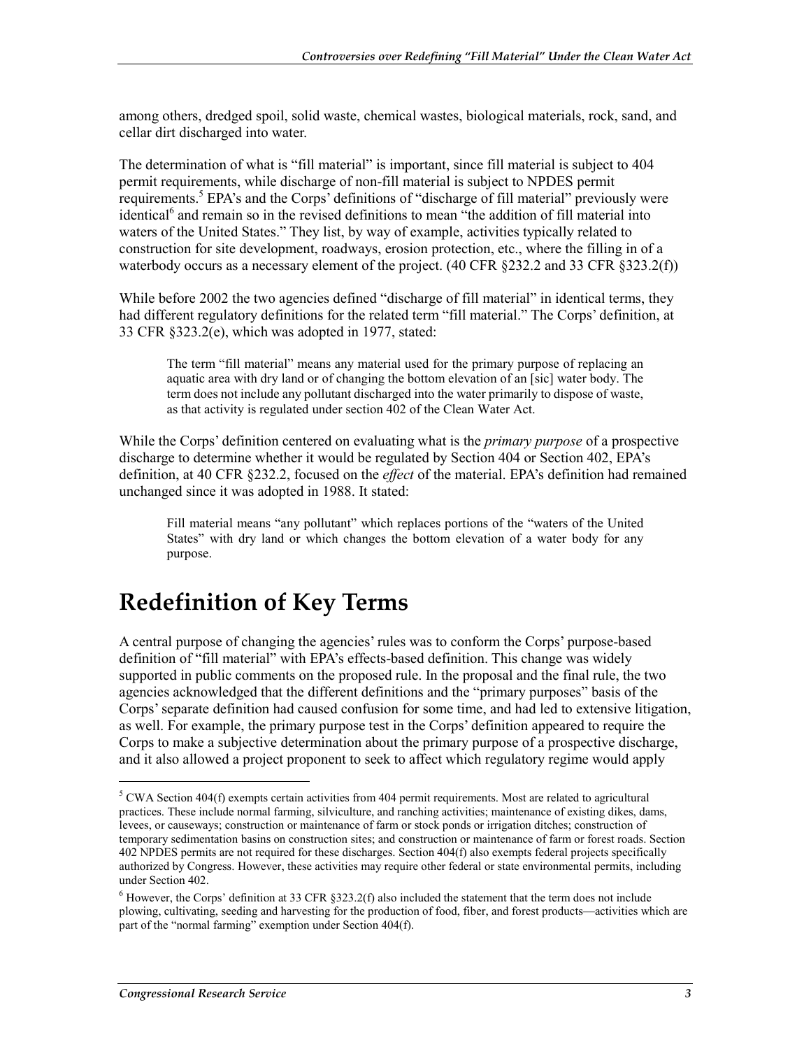among others, dredged spoil, solid waste, chemical wastes, biological materials, rock, sand, and cellar dirt discharged into water.

The determination of what is "fill material" is important, since fill material is subject to 404 permit requirements, while discharge of non-fill material is subject to NPDES permit requirements.[5] EPA's and the Corps' definitions of "discharge of fill material" previously were identical[6] and remain so in the revised definitions to mean "the addition of fill material into waters of the United States." They list, by way of example, activities typically related to construction for site development, roadways, erosion protection, etc., where the filling in of a waterbody occurs as a necessary element of the project. (40 CFR §232.2 and 33 CFR §323.2(f))

While before 2002 the two agencies defined "discharge of fill material" in identical terms, they had different regulatory definitions for the related term "fill material." The Corps' definition, at 33 CFR §323.2(e), which was adopted in 1977, stated:

> The term "fill material" means any material used for the primary purpose of replacing an aquatic area with dry land or of changing the bottom elevation of an [sic] water body. The term does not include any pollutant discharged into the water primarily to dispose of waste, as that activity is regulated under section 402 of the Clean Water Act.

While the Corps' definition centered on evaluating what is the *primary purpose* of a prospective discharge to determine whether it would be regulated by Section 404 or Section 402, EPA's definition, at 40 CFR §232.2, focused on the *effect* of the material. EPA's definition had remained unchanged since it was adopted in 1988. It stated:

> Fill material means "any pollutant" which replaces portions of the "waters of the United States" with dry land or which changes the bottom elevation of a water body for any purpose.

# Redefinition of Key Terms

A central purpose of changing the agencies' rules was to conform the Corps' purpose-based definition of "fill material" with EPA's effects-based definition. This change was widely supported in public comments on the proposed rule. In the proposal and the final rule, the two agencies acknowledged that the different definitions and the "primary purposes" basis of the Corps' separate definition had caused confusion for some time, and had led to extensive litigation, as well. For example, the primary purpose test in the Corps' definition appeared to require the Corps to make a subjective determination about the primary purpose of a prospective discharge, and it also allowed a project proponent to seek to affect which regulatory regime would apply

---

[5] CWA Section 404(f) exempts certain activities from 404 permit requirements. Most are related to agricultural practices. These include normal farming, silviculture, and ranching activities; maintenance of existing dikes, dams, levees, or causeways; construction or maintenance of farm or stock ponds or irrigation ditches; construction of temporary sedimentation basins on construction sites; and construction or maintenance of farm or forest roads. Section 402 NPDES permits are not required for these discharges. Section 404(f) also exempts federal projects specifically authorized by Congress. However, these activities may require other federal or state environmental permits, including under Section 402.

[6] However, the Corps' definition at 33 CFR §323.2(f) also included the statement that the term does not include plowing, cultivating, seeding and harvesting for the production of food, fiber, and forest products—activities which are part of the "normal farming" exemption under Section 404(f).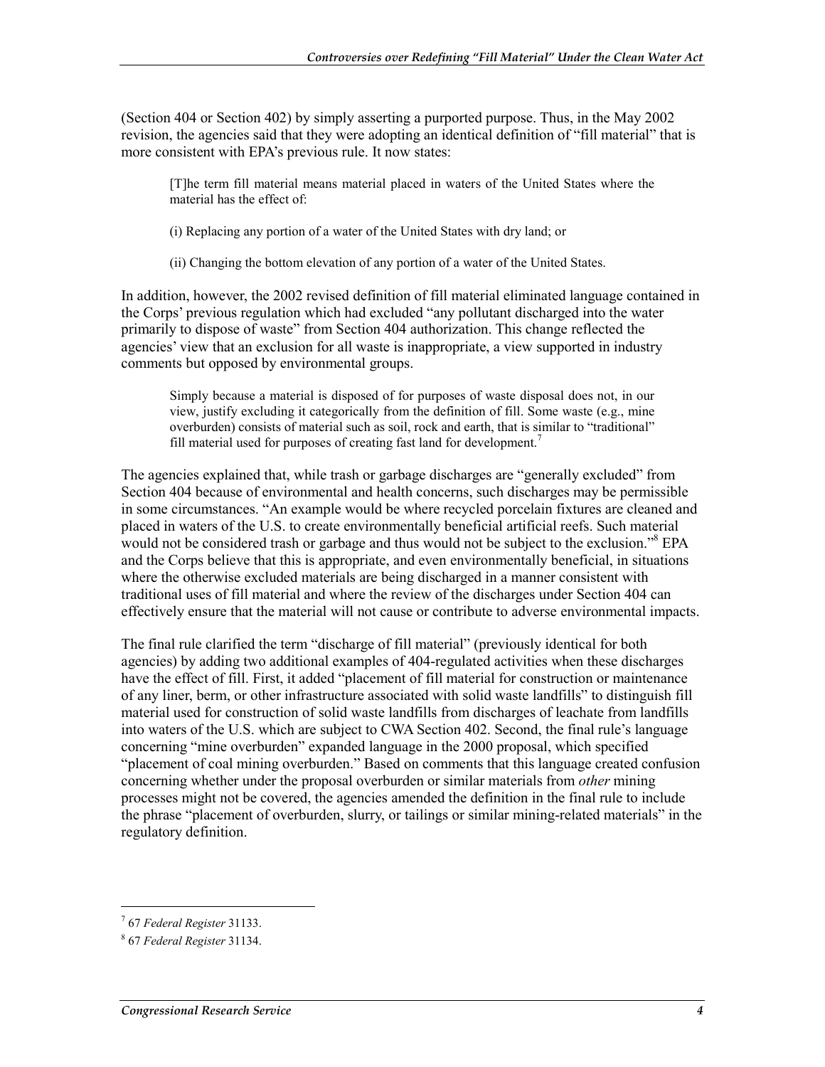(Section 404 or Section 402) by simply asserting a purported purpose. Thus, in the May 2002 revision, the agencies said that they were adopting an identical definition of "fill material" that is more consistent with EPA's previous rule. It now states:

> [T]he term fill material means material placed in waters of the United States where the material has the effect of:
>
> (i) Replacing any portion of a water of the United States with dry land; or
>
> (ii) Changing the bottom elevation of any portion of a water of the United States.

In addition, however, the 2002 revised definition of fill material eliminated language contained in the Corps' previous regulation which had excluded "any pollutant discharged into the water primarily to dispose of waste" from Section 404 authorization. This change reflected the agencies' view that an exclusion for all waste is inappropriate, a view supported in industry comments but opposed by environmental groups.

> Simply because a material is disposed of for purposes of waste disposal does not, in our view, justify excluding it categorically from the definition of fill. Some waste (e.g., mine overburden) consists of material such as soil, rock and earth, that is similar to "traditional" fill material used for purposes of creating fast land for development.[7]

The agencies explained that, while trash or garbage discharges are "generally excluded" from Section 404 because of environmental and health concerns, such discharges may be permissible in some circumstances. "An example would be where recycled porcelain fixtures are cleaned and placed in waters of the U.S. to create environmentally beneficial artificial reefs. Such material would not be considered trash or garbage and thus would not be subject to the exclusion."[8] EPA and the Corps believe that this is appropriate, and even environmentally beneficial, in situations where the otherwise excluded materials are being discharged in a manner consistent with traditional uses of fill material and where the review of the discharges under Section 404 can effectively ensure that the material will not cause or contribute to adverse environmental impacts.

The final rule clarified the term "discharge of fill material" (previously identical for both agencies) by adding two additional examples of 404-regulated activities when these discharges have the effect of fill. First, it added "placement of fill material for construction or maintenance of any liner, berm, or other infrastructure associated with solid waste landfills" to distinguish fill material used for construction of solid waste landfills from discharges of leachate from landfills into waters of the U.S. which are subject to CWA Section 402. Second, the final rule's language concerning "mine overburden" expanded language in the 2000 proposal, which specified "placement of coal mining overburden." Based on comments that this language created confusion concerning whether under the proposal overburden or similar materials from *other* mining processes might not be covered, the agencies amended the definition in the final rule to include the phrase "placement of overburden, slurry, or tailings or similar mining-related materials" in the regulatory definition.

---

[7] 67 *Federal Register* 31133.

[8] 67 *Federal Register* 31134.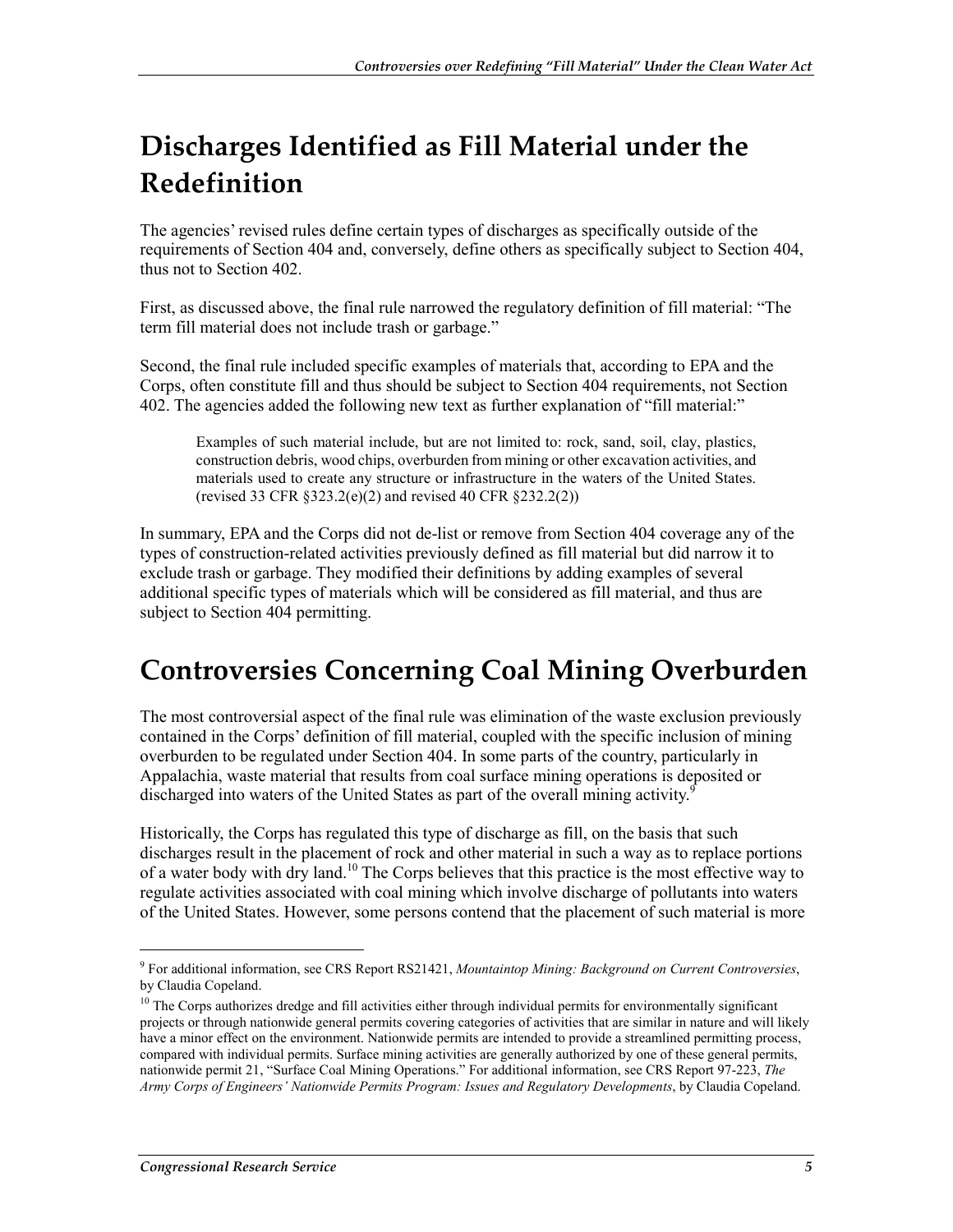## Discharges Identified as Fill Material under the Redefinition

The agencies' revised rules define certain types of discharges as specifically outside of the requirements of Section 404 and, conversely, define others as specifically subject to Section 404, thus not to Section 402.

First, as discussed above, the final rule narrowed the regulatory definition of fill material: "The term fill material does not include trash or garbage."

Second, the final rule included specific examples of materials that, according to EPA and the Corps, often constitute fill and thus should be subject to Section 404 requirements, not Section 402. The agencies added the following new text as further explanation of "fill material:"

> Examples of such material include, but are not limited to: rock, sand, soil, clay, plastics, construction debris, wood chips, overburden from mining or other excavation activities, and materials used to create any structure or infrastructure in the waters of the United States. (revised 33 CFR §323.2(e)(2) and revised 40 CFR §232.2(2))

In summary, EPA and the Corps did not de-list or remove from Section 404 coverage any of the types of construction-related activities previously defined as fill material but did narrow it to exclude trash or garbage. They modified their definitions by adding examples of several additional specific types of materials which will be considered as fill material, and thus are subject to Section 404 permitting.

## Controversies Concerning Coal Mining Overburden

The most controversial aspect of the final rule was elimination of the waste exclusion previously contained in the Corps' definition of fill material, coupled with the specific inclusion of mining overburden to be regulated under Section 404. In some parts of the country, particularly in Appalachia, waste material that results from coal surface mining operations is deposited or discharged into waters of the United States as part of the overall mining activity.[9]

Historically, the Corps has regulated this type of discharge as fill, on the basis that such discharges result in the placement of rock and other material in such a way as to replace portions of a water body with dry land.[10] The Corps believes that this practice is the most effective way to regulate activities associated with coal mining which involve discharge of pollutants into waters of the United States. However, some persons contend that the placement of such material is more

---

[9] For additional information, see CRS Report RS21421, *Mountaintop Mining: Background on Current Controversies*, by Claudia Copeland.

[10] The Corps authorizes dredge and fill activities either through individual permits for environmentally significant projects or through nationwide general permits covering categories of activities that are similar in nature and will likely have a minor effect on the environment. Nationwide permits are intended to provide a streamlined permitting process, compared with individual permits. Surface mining activities are generally authorized by one of these general permits, nationwide permit 21, "Surface Coal Mining Operations." For additional information, see CRS Report 97-223, *The Army Corps of Engineers' Nationwide Permits Program: Issues and Regulatory Developments*, by Claudia Copeland.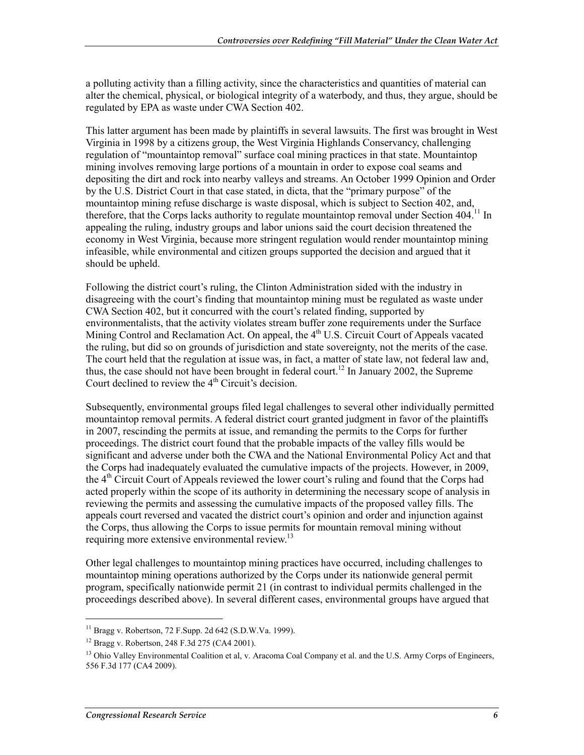a polluting activity than a filling activity, since the characteristics and quantities of material can alter the chemical, physical, or biological integrity of a waterbody, and thus, they argue, should be regulated by EPA as waste under CWA Section 402.

This latter argument has been made by plaintiffs in several lawsuits. The first was brought in West Virginia in 1998 by a citizens group, the West Virginia Highlands Conservancy, challenging regulation of "mountaintop removal" surface coal mining practices in that state. Mountaintop mining involves removing large portions of a mountain in order to expose coal seams and depositing the dirt and rock into nearby valleys and streams. An October 1999 Opinion and Order by the U.S. District Court in that case stated, in dicta, that the "primary purpose" of the mountaintop mining refuse discharge is waste disposal, which is subject to Section 402, and, therefore, that the Corps lacks authority to regulate mountaintop removal under Section 404.[11] In appealing the ruling, industry groups and labor unions said the court decision threatened the economy in West Virginia, because more stringent regulation would render mountaintop mining infeasible, while environmental and citizen groups supported the decision and argued that it should be upheld.

Following the district court's ruling, the Clinton Administration sided with the industry in disagreeing with the court's finding that mountaintop mining must be regulated as waste under CWA Section 402, but it concurred with the court's related finding, supported by environmentalists, that the activity violates stream buffer zone requirements under the Surface Mining Control and Reclamation Act. On appeal, the 4th U.S. Circuit Court of Appeals vacated the ruling, but did so on grounds of jurisdiction and state sovereignty, not the merits of the case. The court held that the regulation at issue was, in fact, a matter of state law, not federal law and, thus, the case should not have been brought in federal court.[12] In January 2002, the Supreme Court declined to review the 4th Circuit's decision.

Subsequently, environmental groups filed legal challenges to several other individually permitted mountaintop removal permits. A federal district court granted judgment in favor of the plaintiffs in 2007, rescinding the permits at issue, and remanding the permits to the Corps for further proceedings. The district court found that the probable impacts of the valley fills would be significant and adverse under both the CWA and the National Environmental Policy Act and that the Corps had inadequately evaluated the cumulative impacts of the projects. However, in 2009, the 4th Circuit Court of Appeals reviewed the lower court's ruling and found that the Corps had acted properly within the scope of its authority in determining the necessary scope of analysis in reviewing the permits and assessing the cumulative impacts of the proposed valley fills. The appeals court reversed and vacated the district court's opinion and order and injunction against the Corps, thus allowing the Corps to issue permits for mountain removal mining without requiring more extensive environmental review.[13]

Other legal challenges to mountaintop mining practices have occurred, including challenges to mountaintop mining operations authorized by the Corps under its nationwide general permit program, specifically nationwide permit 21 (in contrast to individual permits challenged in the proceedings described above). In several different cases, environmental groups have argued that

---

[11] Bragg v. Robertson, 72 F.Supp. 2d 642 (S.D.W.Va. 1999).

[12] Bragg v. Robertson, 248 F.3d 275 (CA4 2001).

[13] Ohio Valley Environmental Coalition et al, v. Aracoma Coal Company et al. and the U.S. Army Corps of Engineers, 556 F.3d 177 (CA4 2009).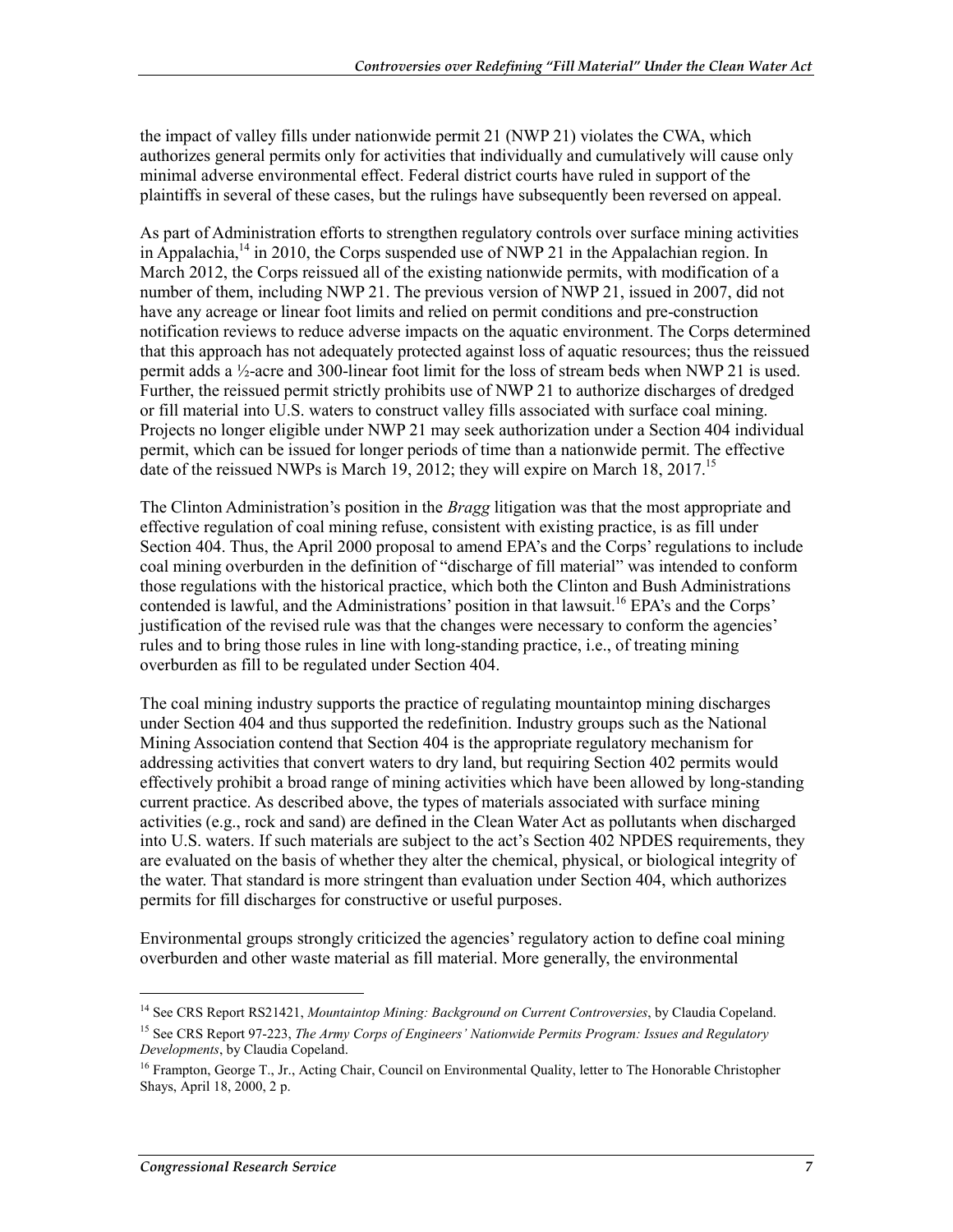the impact of valley fills under nationwide permit 21 (NWP 21) violates the CWA, which authorizes general permits only for activities that individually and cumulatively will cause only minimal adverse environmental effect. Federal district courts have ruled in support of the plaintiffs in several of these cases, but the rulings have subsequently been reversed on appeal.

As part of Administration efforts to strengthen regulatory controls over surface mining activities in Appalachia,[14] in 2010, the Corps suspended use of NWP 21 in the Appalachian region. In March 2012, the Corps reissued all of the existing nationwide permits, with modification of a number of them, including NWP 21. The previous version of NWP 21, issued in 2007, did not have any acreage or linear foot limits and relied on permit conditions and pre-construction notification reviews to reduce adverse impacts on the aquatic environment. The Corps determined that this approach has not adequately protected against loss of aquatic resources; thus the reissued permit adds a ½-acre and 300-linear foot limit for the loss of stream beds when NWP 21 is used. Further, the reissued permit strictly prohibits use of NWP 21 to authorize discharges of dredged or fill material into U.S. waters to construct valley fills associated with surface coal mining. Projects no longer eligible under NWP 21 may seek authorization under a Section 404 individual permit, which can be issued for longer periods of time than a nationwide permit. The effective date of the reissued NWPs is March 19, 2012; they will expire on March 18, 2017.[15]

The Clinton Administration's position in the *Bragg* litigation was that the most appropriate and effective regulation of coal mining refuse, consistent with existing practice, is as fill under Section 404. Thus, the April 2000 proposal to amend EPA's and the Corps' regulations to include coal mining overburden in the definition of "discharge of fill material" was intended to conform those regulations with the historical practice, which both the Clinton and Bush Administrations contended is lawful, and the Administrations' position in that lawsuit.[16] EPA's and the Corps' justification of the revised rule was that the changes were necessary to conform the agencies' rules and to bring those rules in line with long-standing practice, i.e., of treating mining overburden as fill to be regulated under Section 404.

The coal mining industry supports the practice of regulating mountaintop mining discharges under Section 404 and thus supported the redefinition. Industry groups such as the National Mining Association contend that Section 404 is the appropriate regulatory mechanism for addressing activities that convert waters to dry land, but requiring Section 402 permits would effectively prohibit a broad range of mining activities which have been allowed by long-standing current practice. As described above, the types of materials associated with surface mining activities (e.g., rock and sand) are defined in the Clean Water Act as pollutants when discharged into U.S. waters. If such materials are subject to the act's Section 402 NPDES requirements, they are evaluated on the basis of whether they alter the chemical, physical, or biological integrity of the water. That standard is more stringent than evaluation under Section 404, which authorizes permits for fill discharges for constructive or useful purposes.

Environmental groups strongly criticized the agencies' regulatory action to define coal mining overburden and other waste material as fill material. More generally, the environmental

---

[14] See CRS Report RS21421, *Mountaintop Mining: Background on Current Controversies*, by Claudia Copeland.

[15] See CRS Report 97-223, *The Army Corps of Engineers' Nationwide Permits Program: Issues and Regulatory Developments*, by Claudia Copeland.

[16] Frampton, George T., Jr., Acting Chair, Council on Environmental Quality, letter to The Honorable Christopher Shays, April 18, 2000, 2 p.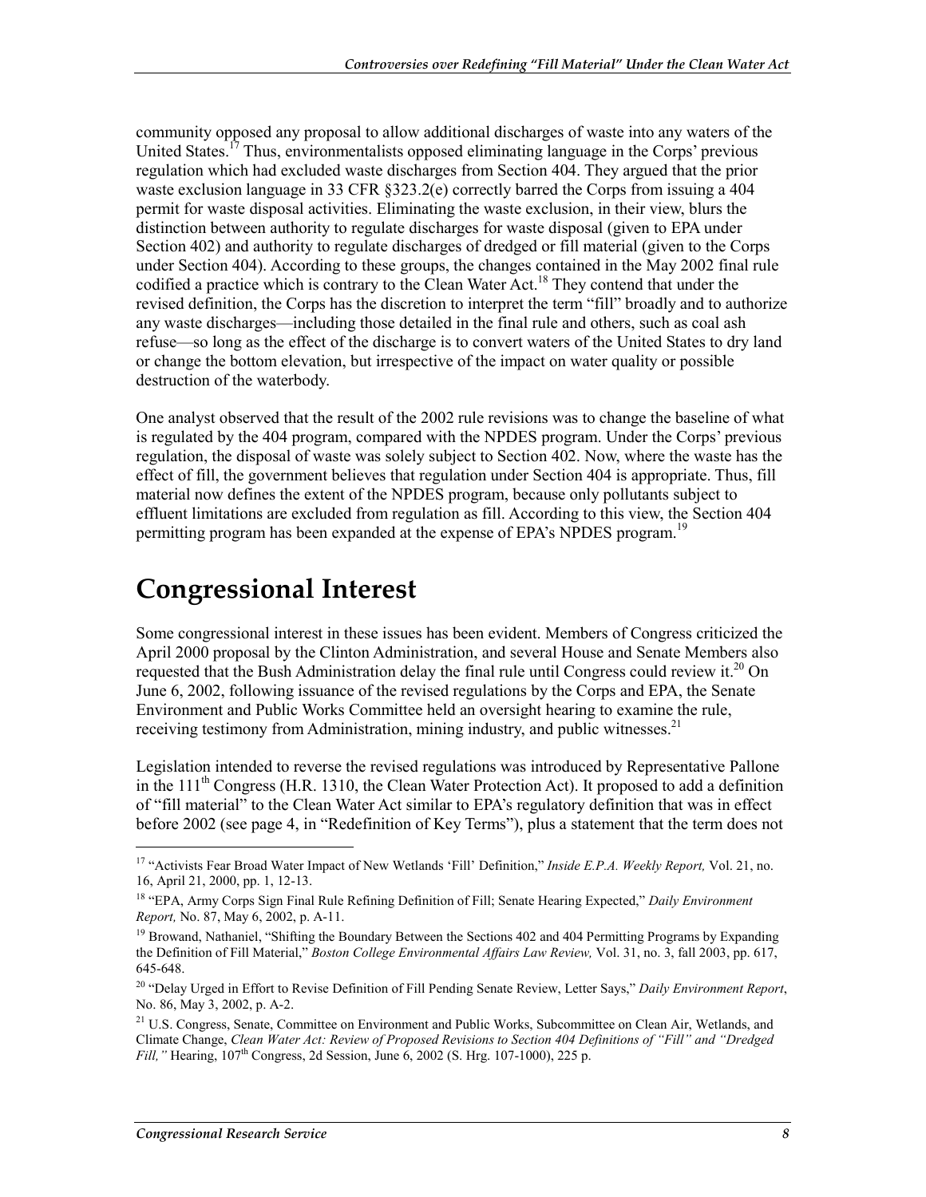community opposed any proposal to allow additional discharges of waste into any waters of the United States.[17] Thus, environmentalists opposed eliminating language in the Corps' previous regulation which had excluded waste discharges from Section 404. They argued that the prior waste exclusion language in 33 CFR §323.2(e) correctly barred the Corps from issuing a 404 permit for waste disposal activities. Eliminating the waste exclusion, in their view, blurs the distinction between authority to regulate discharges for waste disposal (given to EPA under Section 402) and authority to regulate discharges of dredged or fill material (given to the Corps under Section 404). According to these groups, the changes contained in the May 2002 final rule codified a practice which is contrary to the Clean Water Act.[18] They contend that under the revised definition, the Corps has the discretion to interpret the term "fill" broadly and to authorize any waste discharges—including those detailed in the final rule and others, such as coal ash refuse—so long as the effect of the discharge is to convert waters of the United States to dry land or change the bottom elevation, but irrespective of the impact on water quality or possible destruction of the waterbody.

One analyst observed that the result of the 2002 rule revisions was to change the baseline of what is regulated by the 404 program, compared with the NPDES program. Under the Corps' previous regulation, the disposal of waste was solely subject to Section 402. Now, where the waste has the effect of fill, the government believes that regulation under Section 404 is appropriate. Thus, fill material now defines the extent of the NPDES program, because only pollutants subject to effluent limitations are excluded from regulation as fill. According to this view, the Section 404 permitting program has been expanded at the expense of EPA's NPDES program.[19]

# Congressional Interest

Some congressional interest in these issues has been evident. Members of Congress criticized the April 2000 proposal by the Clinton Administration, and several House and Senate Members also requested that the Bush Administration delay the final rule until Congress could review it.[20] On June 6, 2002, following issuance of the revised regulations by the Corps and EPA, the Senate Environment and Public Works Committee held an oversight hearing to examine the rule, receiving testimony from Administration, mining industry, and public witnesses.[21]

Legislation intended to reverse the revised regulations was introduced by Representative Pallone in the 111th Congress (H.R. 1310, the Clean Water Protection Act). It proposed to add a definition of "fill material" to the Clean Water Act similar to EPA's regulatory definition that was in effect before 2002 (see page 4, in "Redefinition of Key Terms"), plus a statement that the term does not

---

[17] "Activists Fear Broad Water Impact of New Wetlands 'Fill' Definition," *Inside E.P.A. Weekly Report,* Vol. 21, no. 16, April 21, 2000, pp. 1, 12-13.

[18] "EPA, Army Corps Sign Final Rule Refining Definition of Fill; Senate Hearing Expected," *Daily Environment Report,* No. 87, May 6, 2002, p. A-11.

[19] Browand, Nathaniel, "Shifting the Boundary Between the Sections 402 and 404 Permitting Programs by Expanding the Definition of Fill Material," *Boston College Environmental Affairs Law Review,* Vol. 31, no. 3, fall 2003, pp. 617, 645-648.

[20] "Delay Urged in Effort to Revise Definition of Fill Pending Senate Review, Letter Says," *Daily Environment Report*, No. 86, May 3, 2002, p. A-2.

[21] U.S. Congress, Senate, Committee on Environment and Public Works, Subcommittee on Clean Air, Wetlands, and Climate Change, *Clean Water Act: Review of Proposed Revisions to Section 404 Definitions of "Fill" and "Dredged Fill,"* Hearing, 107th Congress, 2d Session, June 6, 2002 (S. Hrg. 107-1000), 225 p.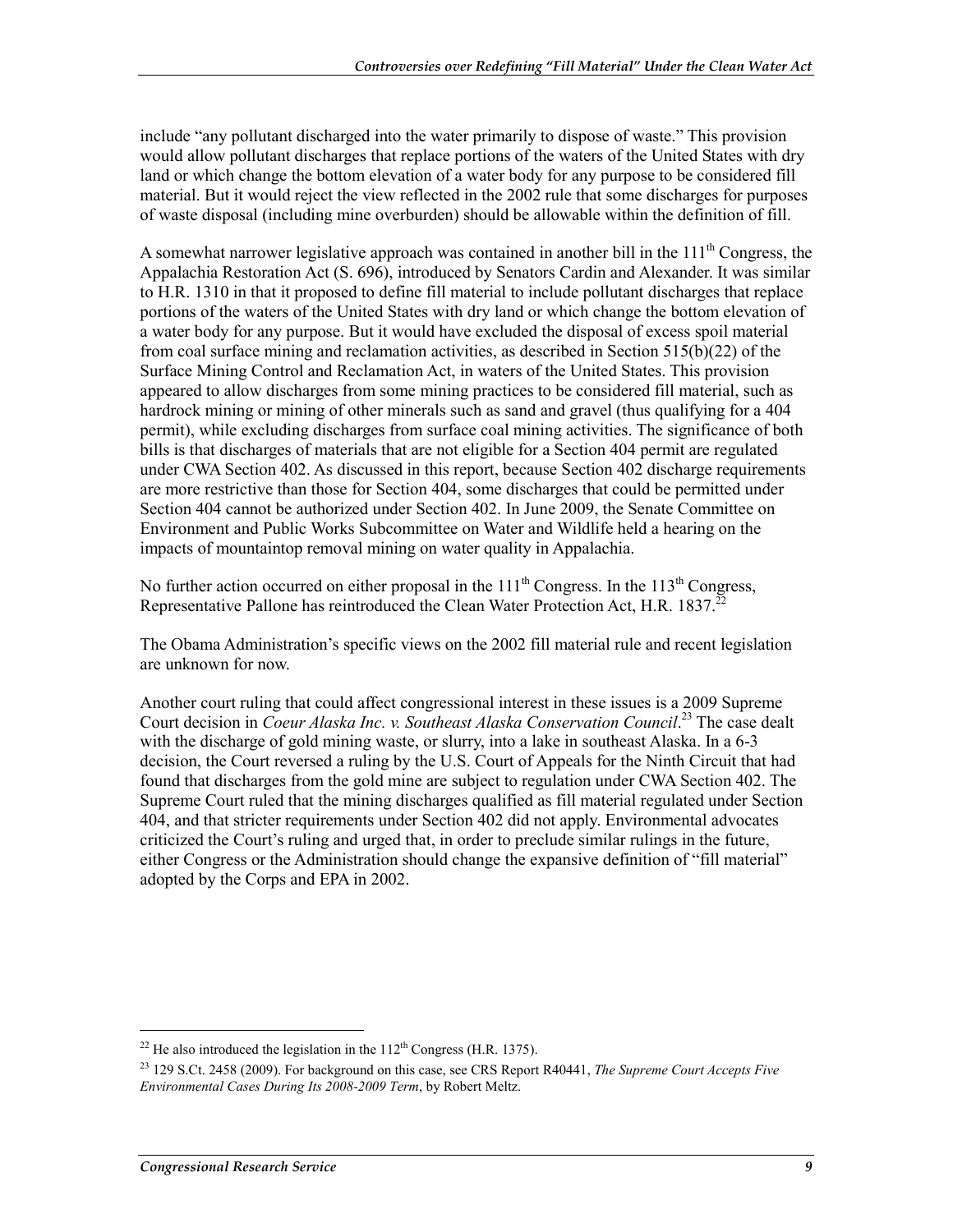include "any pollutant discharged into the water primarily to dispose of waste." This provision would allow pollutant discharges that replace portions of the waters of the United States with dry land or which change the bottom elevation of a water body for any purpose to be considered fill material. But it would reject the view reflected in the 2002 rule that some discharges for purposes of waste disposal (including mine overburden) should be allowable within the definition of fill.

A somewhat narrower legislative approach was contained in another bill in the 111th Congress, the Appalachia Restoration Act (S. 696), introduced by Senators Cardin and Alexander. It was similar to H.R. 1310 in that it proposed to define fill material to include pollutant discharges that replace portions of the waters of the United States with dry land or which change the bottom elevation of a water body for any purpose. But it would have excluded the disposal of excess spoil material from coal surface mining and reclamation activities, as described in Section 515(b)(22) of the Surface Mining Control and Reclamation Act, in waters of the United States. This provision appeared to allow discharges from some mining practices to be considered fill material, such as hardrock mining or mining of other minerals such as sand and gravel (thus qualifying for a 404 permit), while excluding discharges from surface coal mining activities. The significance of both bills is that discharges of materials that are not eligible for a Section 404 permit are regulated under CWA Section 402. As discussed in this report, because Section 402 discharge requirements are more restrictive than those for Section 404, some discharges that could be permitted under Section 404 cannot be authorized under Section 402. In June 2009, the Senate Committee on Environment and Public Works Subcommittee on Water and Wildlife held a hearing on the impacts of mountaintop removal mining on water quality in Appalachia.

No further action occurred on either proposal in the 111th Congress. In the 113th Congress, Representative Pallone has reintroduced the Clean Water Protection Act, H.R. 1837.[22]

The Obama Administration's specific views on the 2002 fill material rule and recent legislation are unknown for now.

Another court ruling that could affect congressional interest in these issues is a 2009 Supreme Court decision in *Coeur Alaska Inc. v. Southeast Alaska Conservation Council*.[23] The case dealt with the discharge of gold mining waste, or slurry, into a lake in southeast Alaska. In a 6-3 decision, the Court reversed a ruling by the U.S. Court of Appeals for the Ninth Circuit that had found that discharges from the gold mine are subject to regulation under CWA Section 402. The Supreme Court ruled that the mining discharges qualified as fill material regulated under Section 404, and that stricter requirements under Section 402 did not apply. Environmental advocates criticized the Court's ruling and urged that, in order to preclude similar rulings in the future, either Congress or the Administration should change the expansive definition of "fill material" adopted by the Corps and EPA in 2002.

---

[22] He also introduced the legislation in the 112th Congress (H.R. 1375).

[23] 129 S.Ct. 2458 (2009). For background on this case, see CRS Report R40441, *The Supreme Court Accepts Five Environmental Cases During Its 2008-2009 Term*, by Robert Meltz.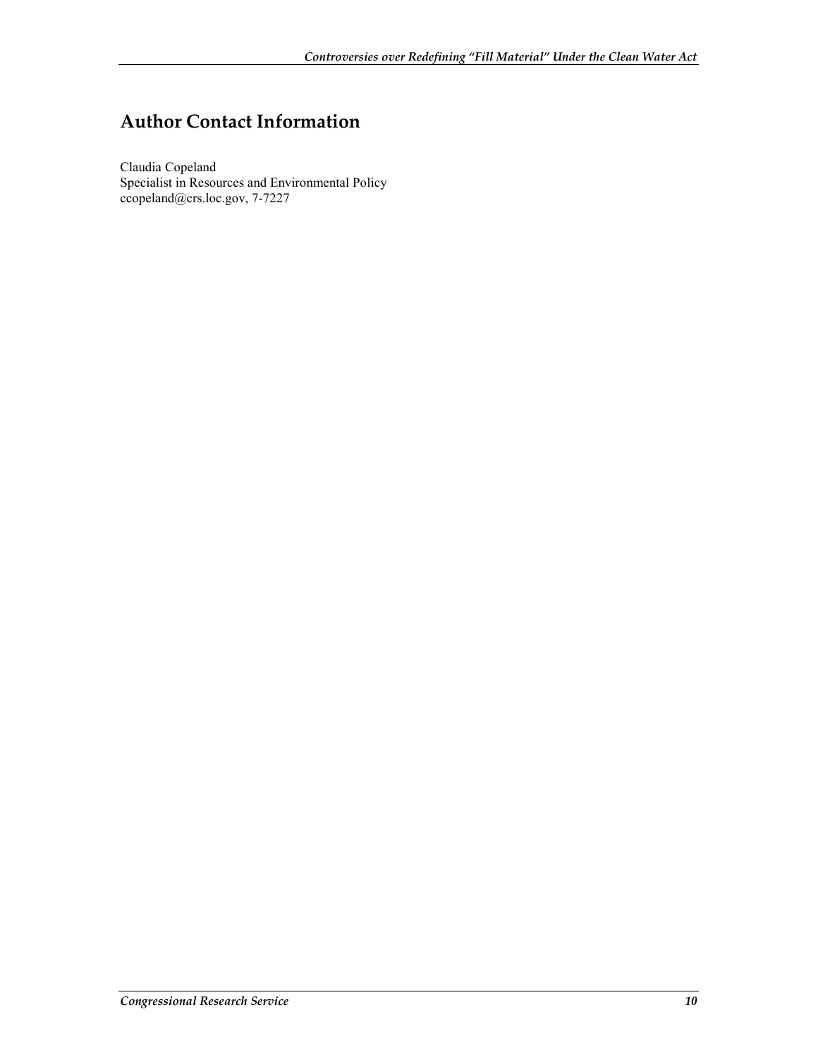## Author Contact Information

Claudia Copeland
Specialist in Resources and Environmental Policy
ccopeland@crs.loc.gov, 7-7227